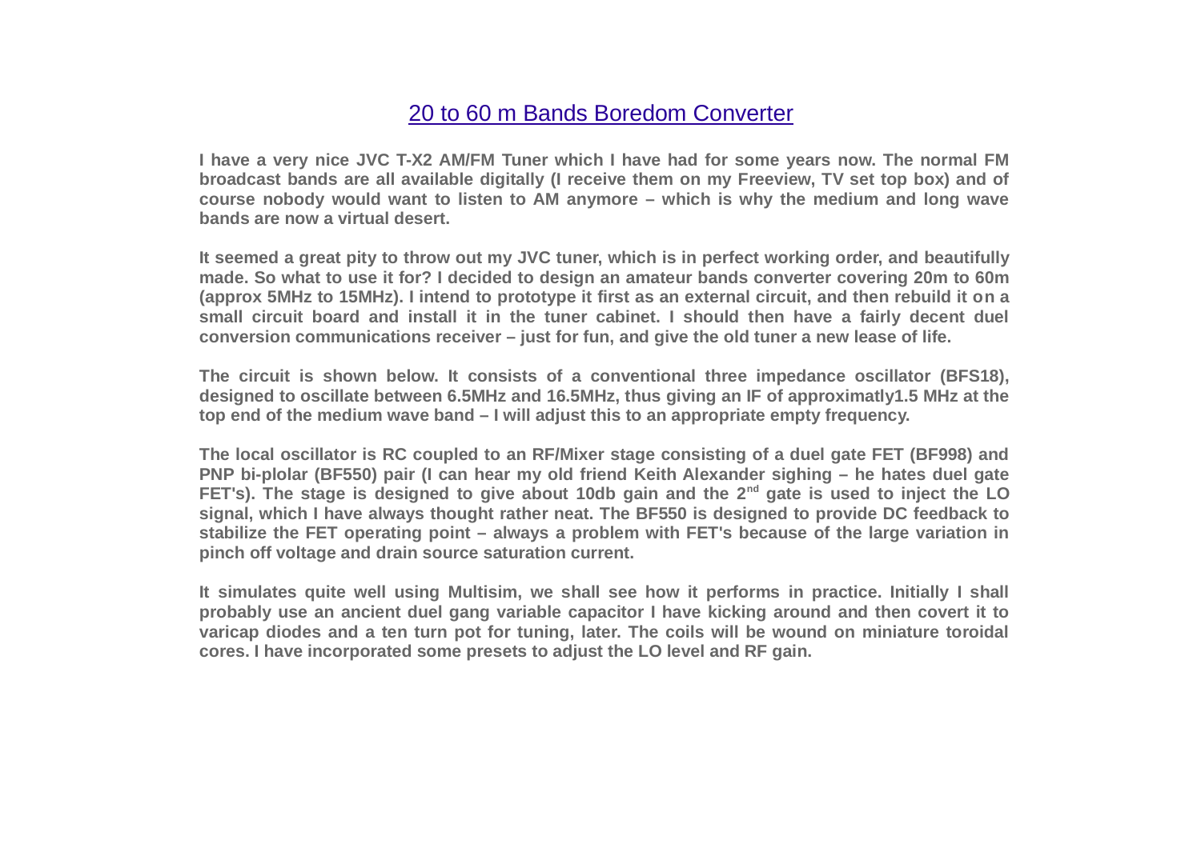# 20 to 60 m Bands Boredom Converter

**I have a very nice JVC T-X2 AM/FM Tuner which I have had for some years now. The normal FM broadcast bands are all available digitally (I receive them on my Freeview, TV set top box) and of course nobody would want to listen to AM anymore – which is why the medium and long wave bands are now a virtual desert.**

**It seemed a great pity to throw out my JVC tuner, which is in perfect working order, and beautifully made. So what to use it for? I decided to design an amateur bands converter covering 20m to 60m (approx 5MHz to 15MHz). I intend to prototype it first as an external circuit, and then rebuild it on a small circuit board and install it in the tuner cabinet. I should then have a fairly decent duel conversion communications receiver – just for fun, and give the old tuner a new lease of life.**

**The circuit is shown below. It consists of a conventional three impedance oscillator (BFS18), designed to oscillate between 6.5MHz and 16.5MHz, thus giving an IF of approximatly1.5 MHz at the top end of the medium wave band – I will adjust this to an appropriate empty frequency.**

**The local oscillator is RC coupled to an RF/Mixer stage consisting of a duel gate FET (BF998) and PNP bi-plolar (BF550) pair (I can hear my old friend Keith Alexander sighing – he hates duel gate FET's). The stage is designed to give about 10db gain and the 2nd gate is used to inject the LO signal, which I have always thought rather neat. The BF550 is designed to provide DC feedback to stabilize the FET operating point – always a problem with FET's because of the large variation in pinch off voltage and drain source saturation current.**

**It simulates quite well using Multisim, we shall see how it performs in practice. Initially I shall probably use an ancient duel gang variable capacitor I have kicking around and then covert it to varicap diodes and a ten turn pot for tuning, later. The coils will be wound on miniature toroidal cores. I have incorporated some presets to adjust the LO level and RF gain.**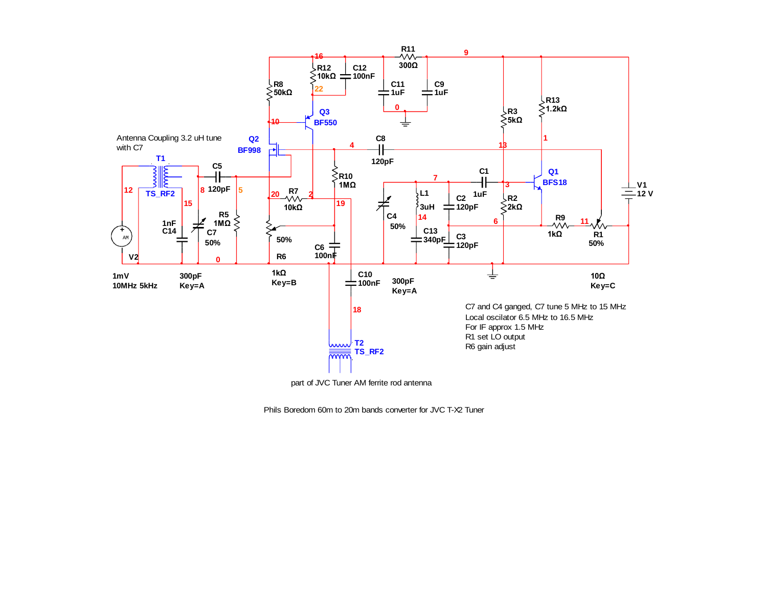Antenna Coupling 3.2 uH tune with C7

C7 and C4 ganged, C7 tune 5 MHz to 15 MHz
Local oscilator 6.5 MHz to 16.5 MHz
For IF approx 1.5 MHz
R1 set LO output
R6 gain adjust

part of JVC Tuner AM ferrite rod antenna

Phils Boredom 60m to 20m bands converter for JVC T-X2 Tuner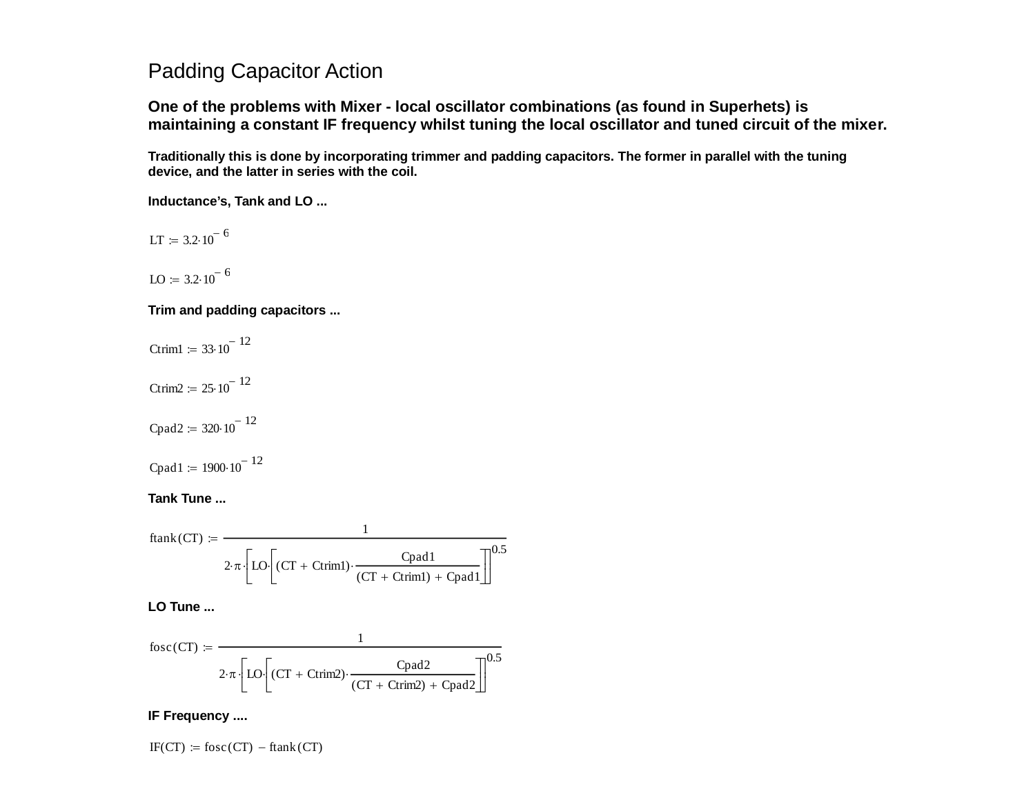# Padding Capacitor Action

**One of the problems with Mixer - local oscillator combinations (as found in Superhets) is maintaining a constant IF frequency whilst tuning the local oscillator and tuned circuit of the mixer.**

**Traditionally this is done by incorporating trimmer and padding capacitors. The former in parallel with the tuning device, and the latter in series with the coil.**

**Inductance's, Tank and LO ...**

$$LT := 3.2 \cdot 10^{-6}$$

$$LO := 3.2 \cdot 10^{-6}$$

**Trim and padding capacitors ...**

$$Ctrim1 := 33 \cdot 10^{-12}$$

$$Ctrim2 := 25 \cdot 10^{-12}$$

$$Cpad2 := 320 \cdot 10^{-12}$$

$$Cpad1 := 1900 \cdot 10^{-12}$$

**Tank Tune ...**

$$ftank(CT) := \frac{1}{2 \cdot \pi \cdot \left[ LO \cdot \left[ (CT + Ctrim1) \cdot \frac{Cpad1}{(CT + Ctrim1) + Cpad1} \right] \right]^{0.5}}$$

**LO Tune ...**

$$fosc(CT) := \frac{1}{2 \cdot \pi \cdot \left[ LO \cdot \left[ (CT + Ctrim2) \cdot \frac{Cpad2}{(CT + Ctrim2) + Cpad2} \right] \right]^{0.5}}$$

**IF Frequency ....**

$$IF(CT) := fosc(CT) - ftank(CT)$$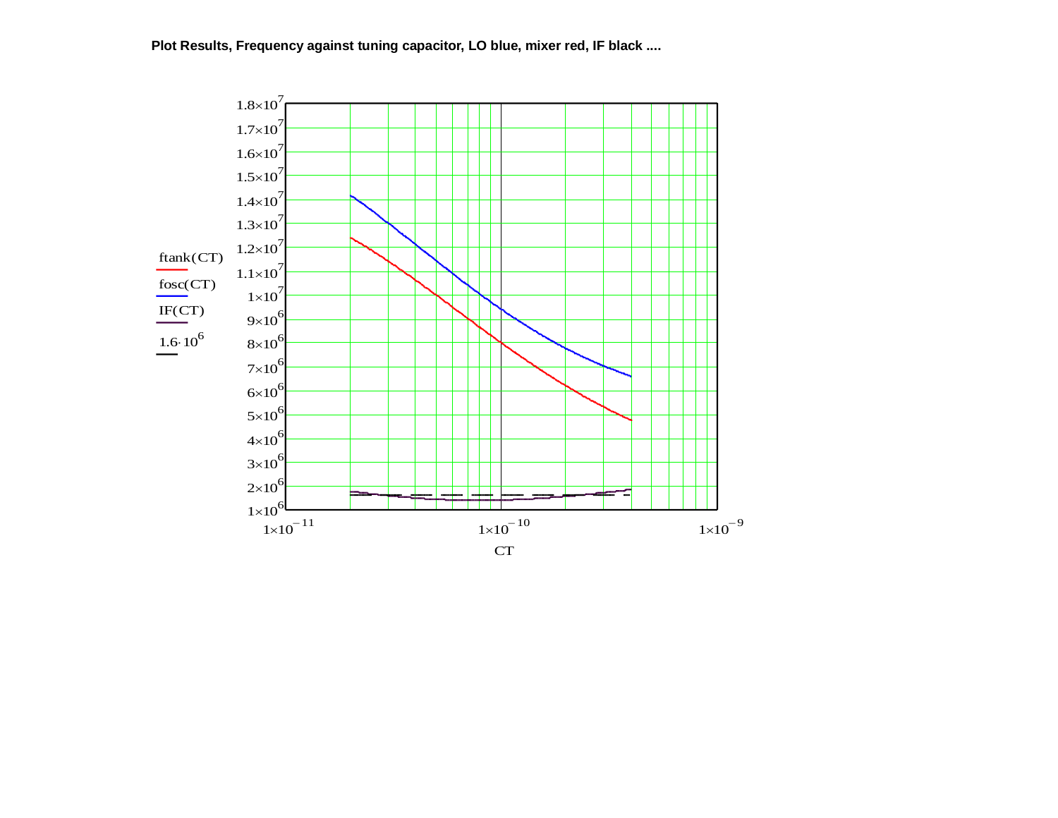**Plot Results, Frequency against tuning capacitor, LO blue, mixer red, IF black ....**

ftank(CT)

fosc(CT)

IF(CT)

$1.6 \cdot 10^6$

$1.8\times10^7$
$1.7\times10^7$
$1.6\times10^7$
$1.5\times10^7$
$1.4\times10^7$
$1.3\times10^7$
$1.2\times10^7$
$1.1\times10^7$
$1\times10^7$
$9\times10^6$
$8\times10^6$
$7\times10^6$
$6\times10^6$
$5\times10^6$
$4\times10^6$
$3\times10^6$
$2\times10^6$
$1\times10^6$

$1\times10^{-11}$ $1\times10^{-10}$ $1\times10^{-9}$

CT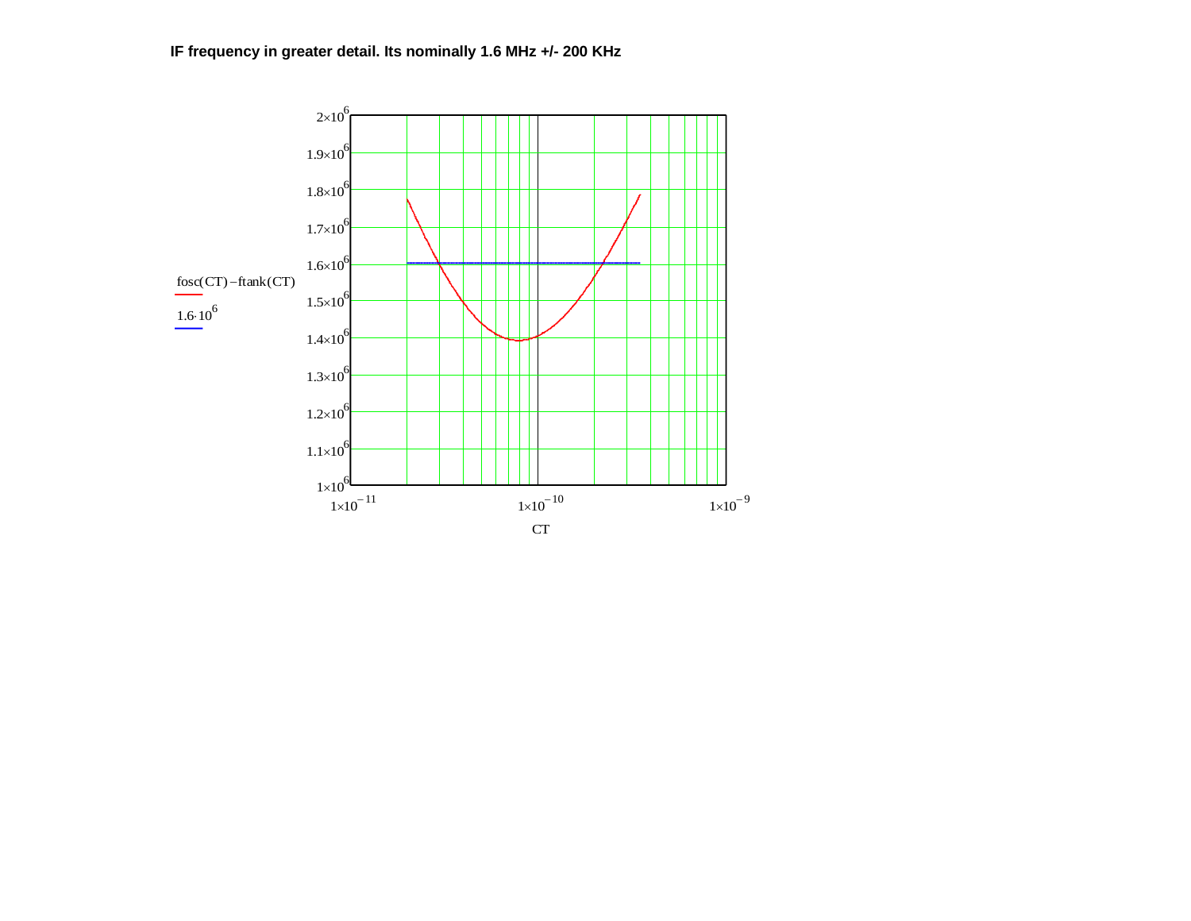**IF frequency in greater detail. Its nominally 1.6 MHz +/- 200 KHz**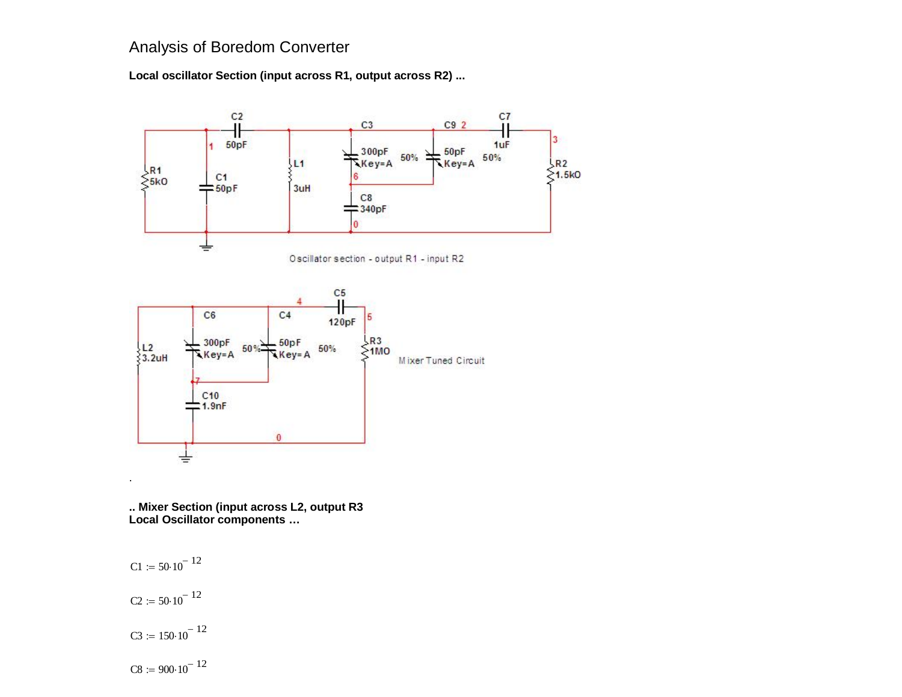# Analysis of Boredom Converter

**Local oscillator Section (input across R1, output across R2) ...**

Oscillator section - output R1 - input R2

Mixer Tuned Circuit

.

**.. Mixer Section (input across L2, output R3**
**Local Oscillator components ...**

$C1 := 50 \cdot 10^{-12}$

$C2 := 50 \cdot 10^{-12}$

$C3 := 150 \cdot 10^{-12}$

$C8 := 900 \cdot 10^{-12}$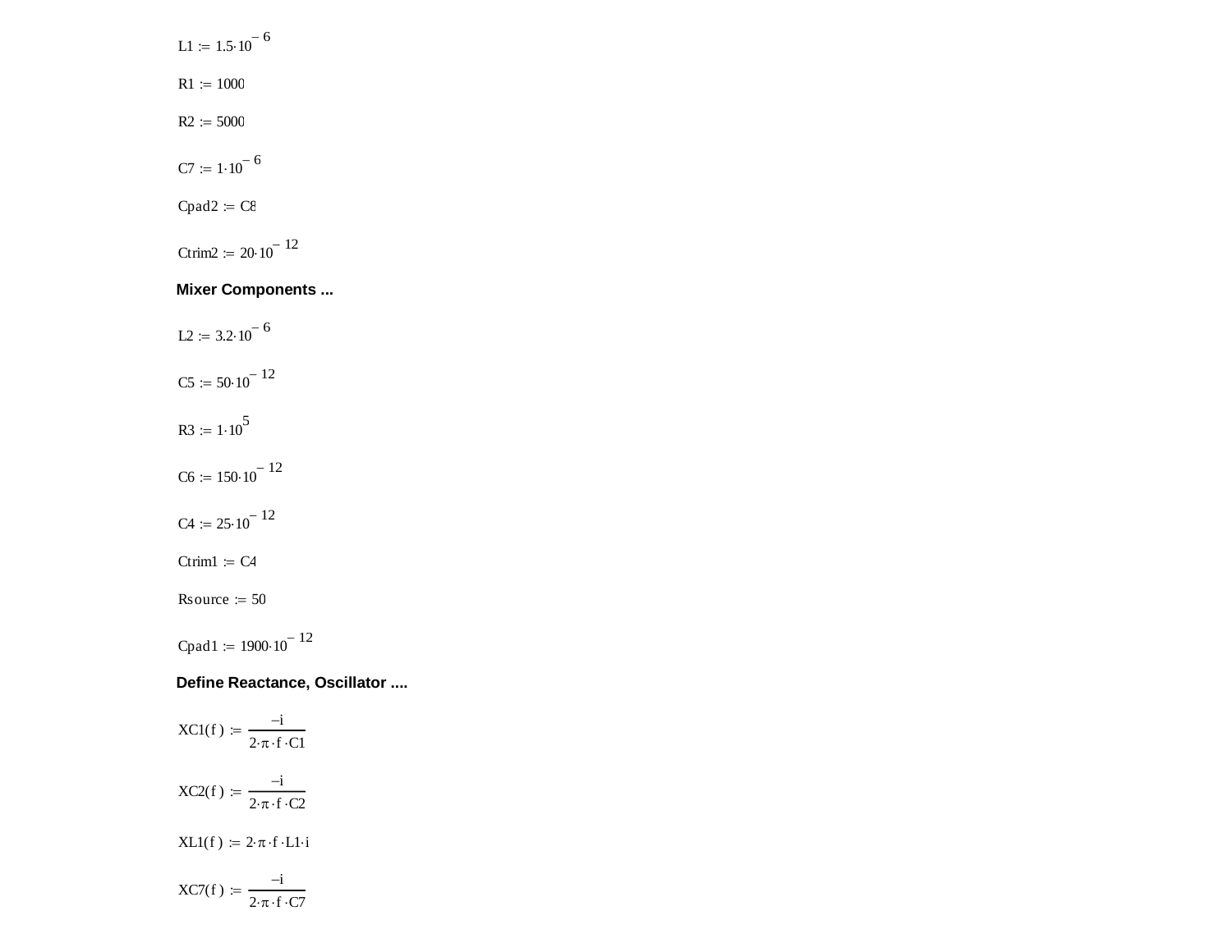$$L1 := 1.5 \cdot 10^{-6}$$

$$R1 := 1000$$

$$R2 := 5000$$

$$C7 := 1 \cdot 10^{-6}$$

$$Cpad2 := C8$$

$$Ctrim2 := 20 \cdot 10^{-12}$$

**Mixer Components ...**

$$L2 := 3.2 \cdot 10^{-6}$$

$$C5 := 50 \cdot 10^{-12}$$

$$R3 := 1 \cdot 10^{5}$$

$$C6 := 150 \cdot 10^{-12}$$

$$C4 := 25 \cdot 10^{-12}$$

$$Ctrim1 := C4$$

$$Rsource := 50$$

$$Cpad1 := 1900 \cdot 10^{-12}$$

**Define Reactance, Oscillator ....**

$$XC1(f) := \frac{-i}{2 \cdot \pi \cdot f \cdot C1}$$

$$XC2(f) := \frac{-i}{2 \cdot \pi \cdot f \cdot C2}$$

$$XL1(f) := 2 \cdot \pi \cdot f \cdot L1 \cdot i$$

$$XC7(f) := \frac{-i}{2 \cdot \pi \cdot f \cdot C7}$$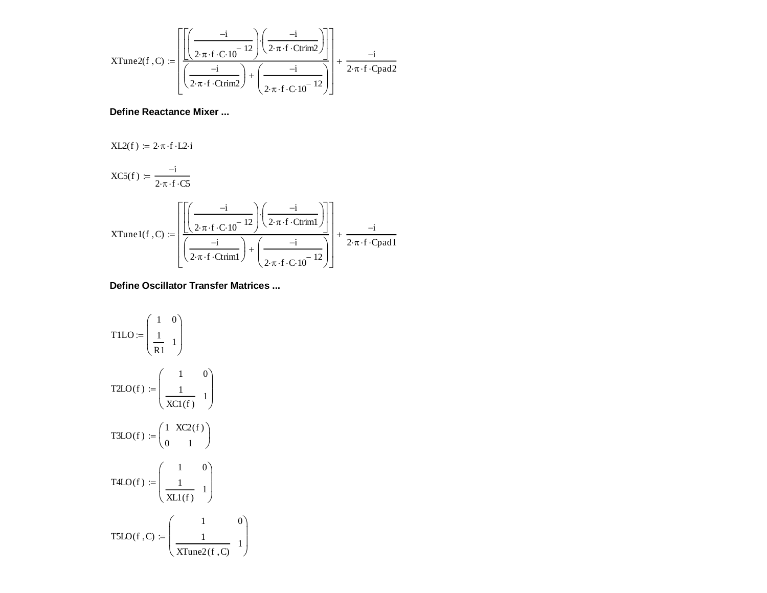$$XTune2(f, C) := \left[\frac{\left[\left(\frac{-i}{2\cdot\pi\cdot f\cdot C\cdot 10^{-12}}\right)\cdot\left(\frac{-i}{2\cdot\pi\cdot f\cdot Ctrim2}\right)\right]}{\left(\frac{-i}{2\cdot\pi\cdot f\cdot Ctrim2}\right)+\left(\frac{-i}{2\cdot\pi\cdot f\cdot C\cdot 10^{-12}}\right)}\right]+\frac{-i}{2\cdot\pi\cdot f\cdot Cpad2}$$

**Define Reactance Mixer ...**

$$XL2(f) := 2\cdot\pi\cdot f\cdot L2\cdot i$$

$$XC5(f) := \frac{-i}{2\cdot\pi\cdot f\cdot C5}$$

$$XTune1(f, C) := \left[\frac{\left[\left(\frac{-i}{2\cdot\pi\cdot f\cdot C\cdot 10^{-12}}\right)\cdot\left(\frac{-i}{2\cdot\pi\cdot f\cdot Ctrim1}\right)\right]}{\left(\frac{-i}{2\cdot\pi\cdot f\cdot Ctrim1}\right)+\left(\frac{-i}{2\cdot\pi\cdot f\cdot C\cdot 10^{-12}}\right)}\right]+\frac{-i}{2\cdot\pi\cdot f\cdot Cpad1}$$

**Define Oscillator Transfer Matrices ...**

$$T1LO := \begin{pmatrix} 1 & 0 \\ \frac{1}{R1} & 1 \end{pmatrix}$$

$$T2LO(f) := \begin{pmatrix} 1 & 0 \\ \frac{1}{XC1(f)} & 1 \end{pmatrix}$$

$$T3LO(f) := \begin{pmatrix} 1 & XC2(f) \\ 0 & 1 \end{pmatrix}$$

$$T4LO(f) := \begin{pmatrix} 1 & 0 \\ \frac{1}{XL1(f)} & 1 \end{pmatrix}$$

$$T5LO(f, C) := \begin{pmatrix} 1 & 0 \\ \frac{1}{XTune2(f, C)} & 1 \end{pmatrix}$$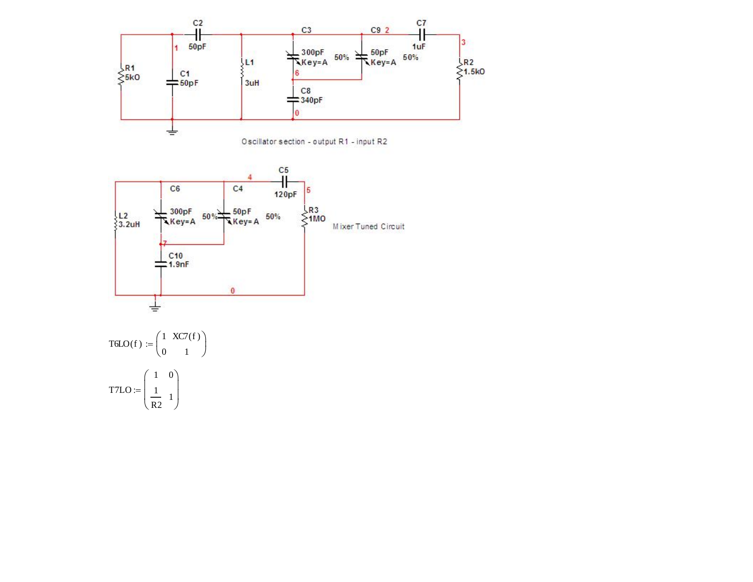Oscillator section - output R1 - input R2

Mixer Tuned Circuit

$$T6LO(f) := \begin{pmatrix} 1 & XC7(f) \\ 0 & 1 \end{pmatrix}$$

$$T7LO := \begin{pmatrix} 1 & 0 \\ \frac{1}{R2} & 1 \end{pmatrix}$$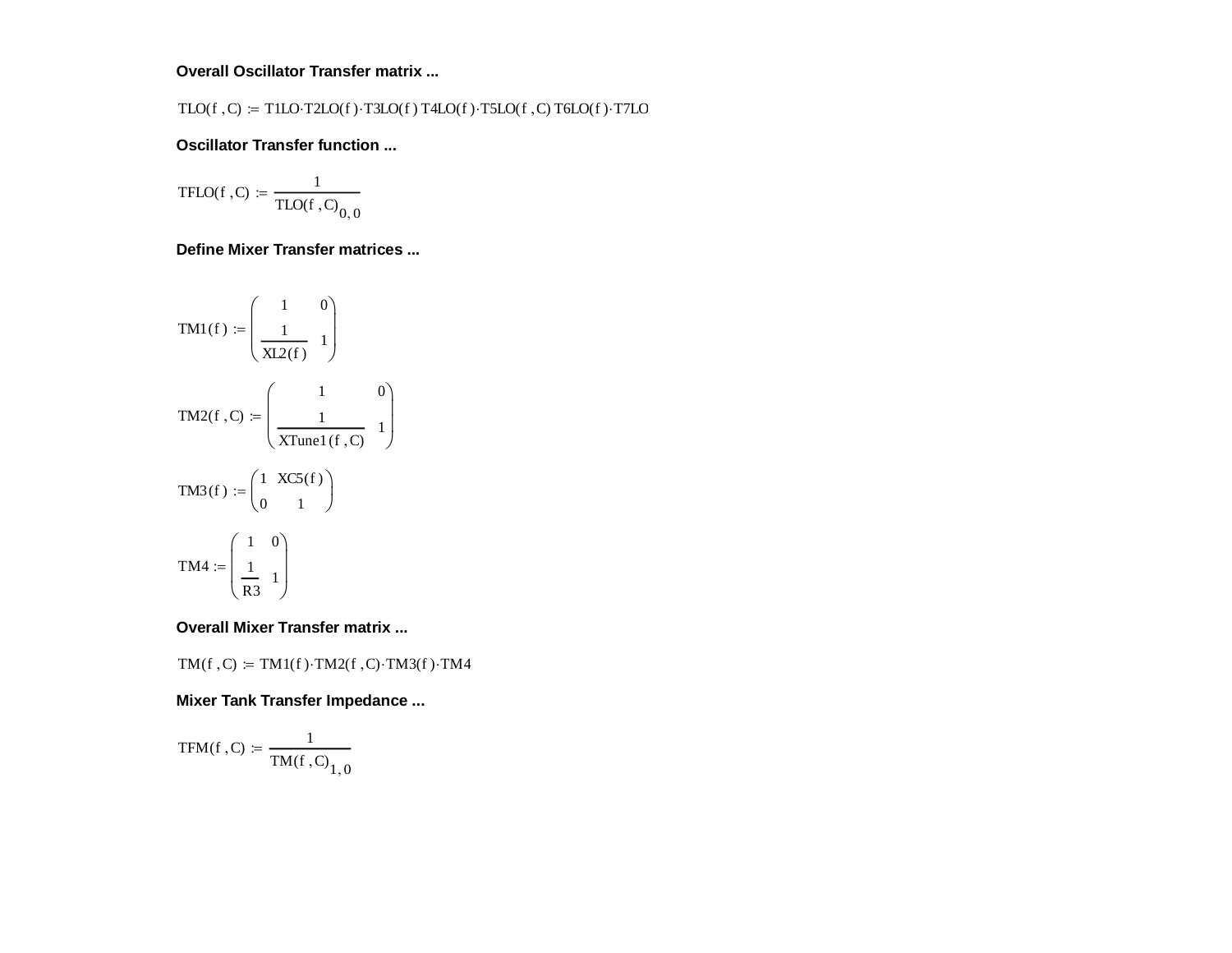**Overall Oscillator Transfer matrix ...**

$$TLO(f, C) := T1LO \cdot T2LO(f) \cdot T3LO(f)\, T4LO(f) \cdot T5LO(f, C)\, T6LO(f) \cdot T7LO$$

**Oscillator Transfer function ...**

$$TFLO(f, C) := \frac{1}{TLO(f, C)_{0,0}}$$

**Define Mixer Transfer matrices ...**

$$TM1(f) := \begin{pmatrix} 1 & 0 \\ \frac{1}{XL2(f)} & 1 \end{pmatrix}$$

$$TM2(f, C) := \begin{pmatrix} 1 & 0 \\ \frac{1}{XTune1(f, C)} & 1 \end{pmatrix}$$

$$TM3(f) := \begin{pmatrix} 1 & XC5(f) \\ 0 & 1 \end{pmatrix}$$

$$TM4 := \begin{pmatrix} 1 & 0 \\ \frac{1}{R3} & 1 \end{pmatrix}$$

**Overall Mixer Transfer matrix ...**

$$TM(f, C) := TM1(f) \cdot TM2(f, C) \cdot TM3(f) \cdot TM4$$

**Mixer Tank Transfer Impedance ...**

$$TFM(f, C) := \frac{1}{TM(f, C)_{1,0}}$$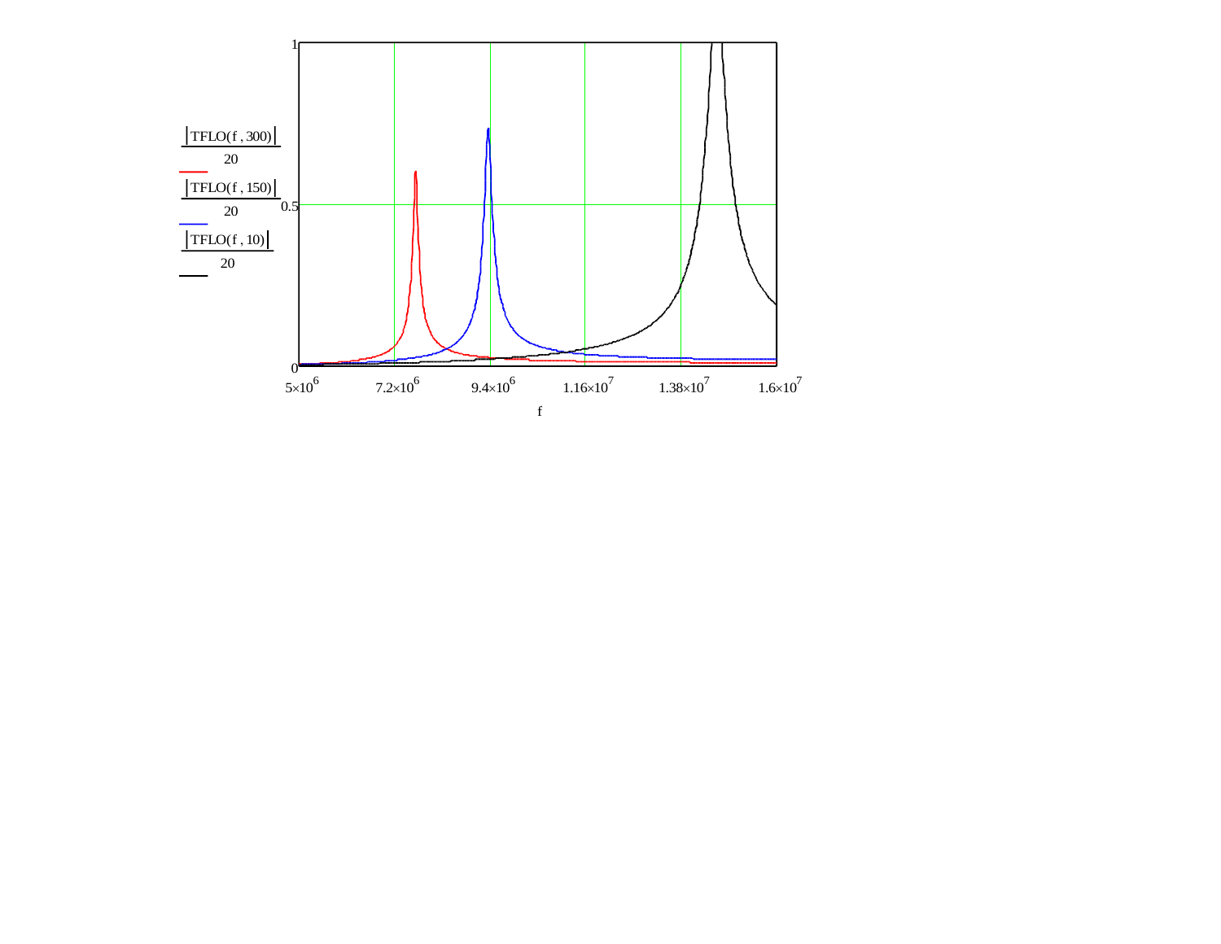$$\frac{|TFLO(f, 300)|}{20}$$

$$\frac{|TFLO(f, 150)|}{20}$$

$$\frac{|TFLO(f, 10)|}{20}$$

0, 0.5, 1

$5\times10^{6}$ $7.2\times10^{6}$ $9.4\times10^{6}$ $1.16\times10^{7}$ $1.38\times10^{7}$ $1.6\times10^{7}$

f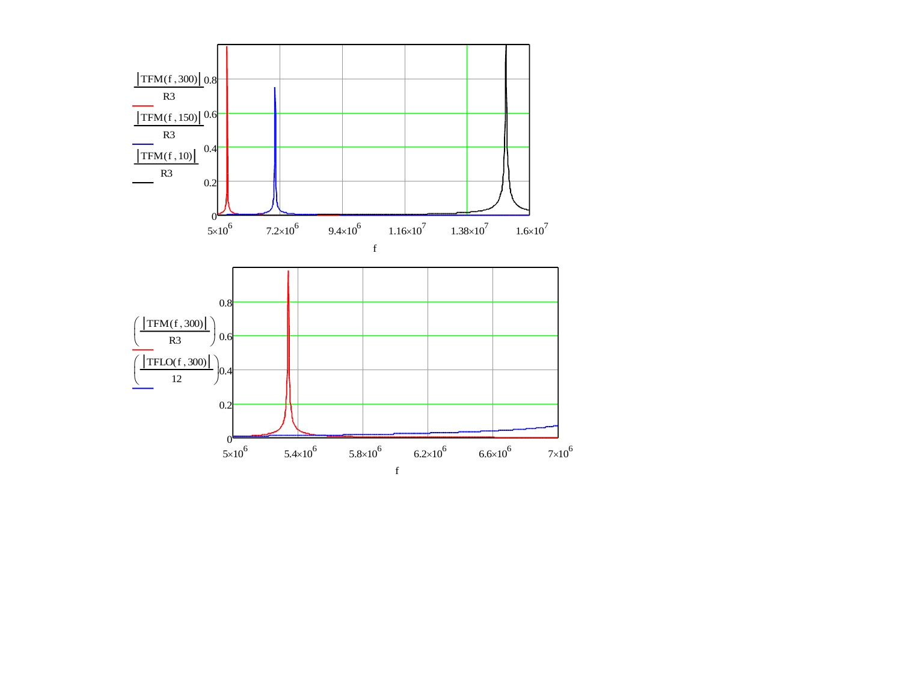$$\frac{|TFM(f,300)|}{R3}, \quad \frac{|TFM(f,150)|}{R3}, \quad \frac{|TFM(f,10)|}{R3}$$

f: $5\times10^{6}$, $7.2\times10^{6}$, $9.4\times10^{6}$, $1.16\times10^{7}$, $1.38\times10^{7}$, $1.6\times10^{7}$

$$\left(\frac{|TFM(f,300)|}{R3}\right), \quad \left(\frac{|TFLO(f,300)|}{12}\right)$$

f: $5\times10^{6}$, $5.4\times10^{6}$, $5.8\times10^{6}$, $6.2\times10^{6}$, $6.6\times10^{6}$, $7\times10^{6}$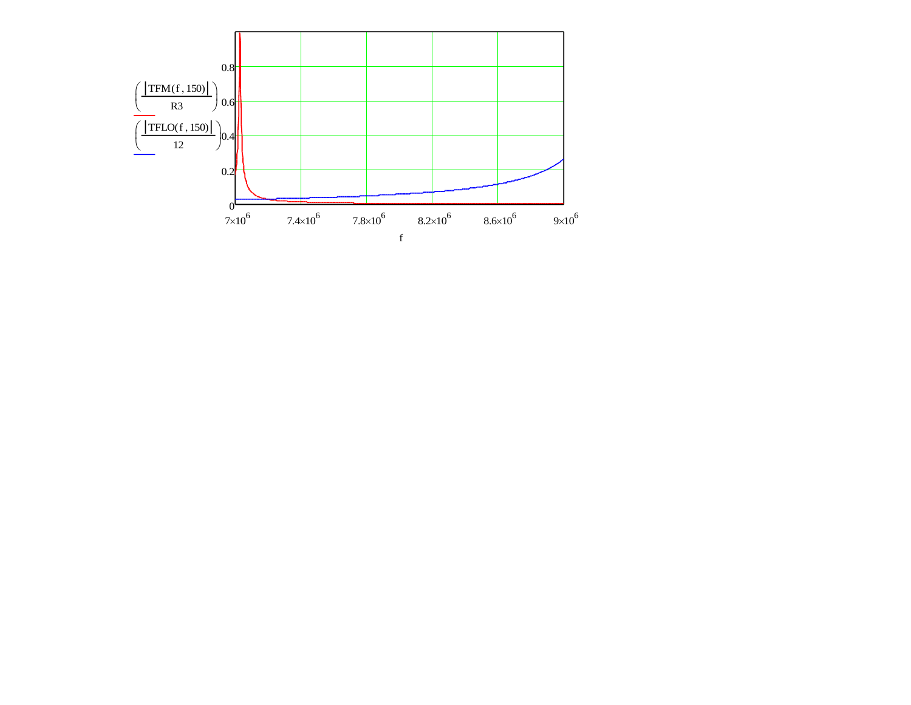$$\left(\frac{|TFM(f,150)|}{R3}\right)$$

$$\left(\frac{|TFLO(f,150)|}{12}\right)$$

0.8

0.6

0.4

0.2

0

$7\times10^6$ $7.4\times10^6$ $7.8\times10^6$ $8.2\times10^6$ $8.6\times10^6$ $9\times10^6$

f